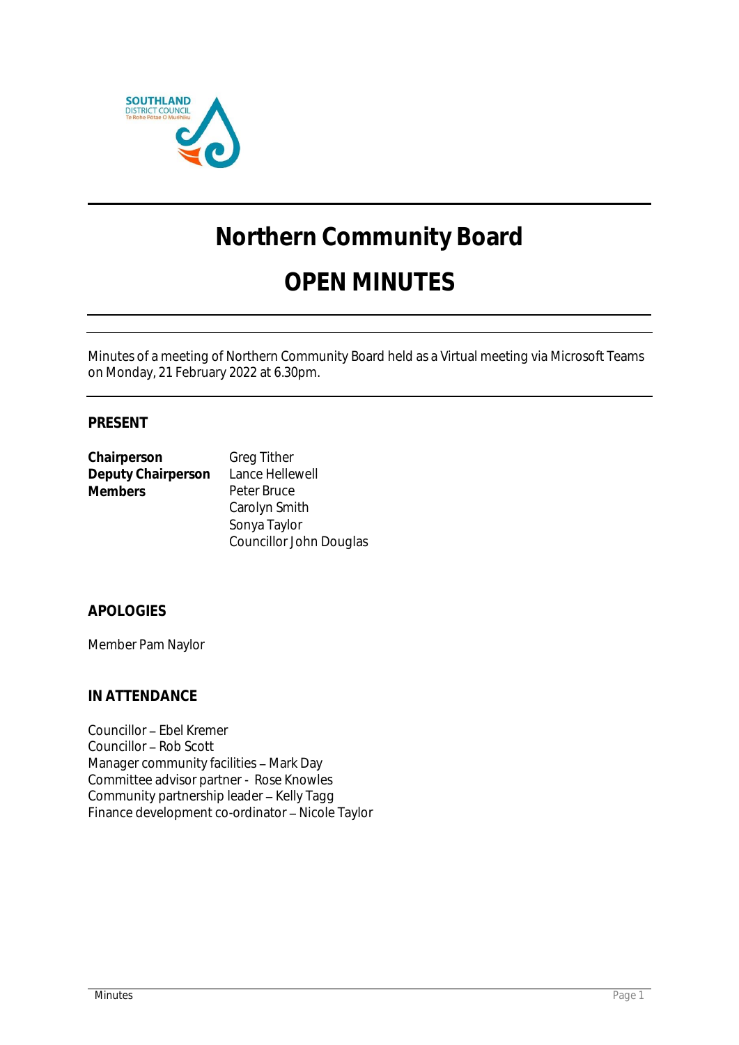# Northern Community Board

# OPEN MINUTES

Minutes of a meeting of Northern Community Board held as a Virtual meeting via Microsoft Teams on Monday, 21 February 2022 at 6.30pm.

## PRESENT

| | |
|---|---|
| **Chairperson** | Greg Tither |
| **Deputy Chairperson** | Lance Hellewell |
| **Members** | Peter Bruce |
| | Carolyn Smith |
| | Sonya Taylor |
| | Councillor John Douglas |

## APOLOGIES

Member Pam Naylor

## IN ATTENDANCE

Councillor – Ebel Kremer
Councillor – Rob Scott
Manager community facilities – Mark Day
Committee advisor partner - Rose Knowles
Community partnership leader – Kelly Tagg
Finance development co-ordinator – Nicole Taylor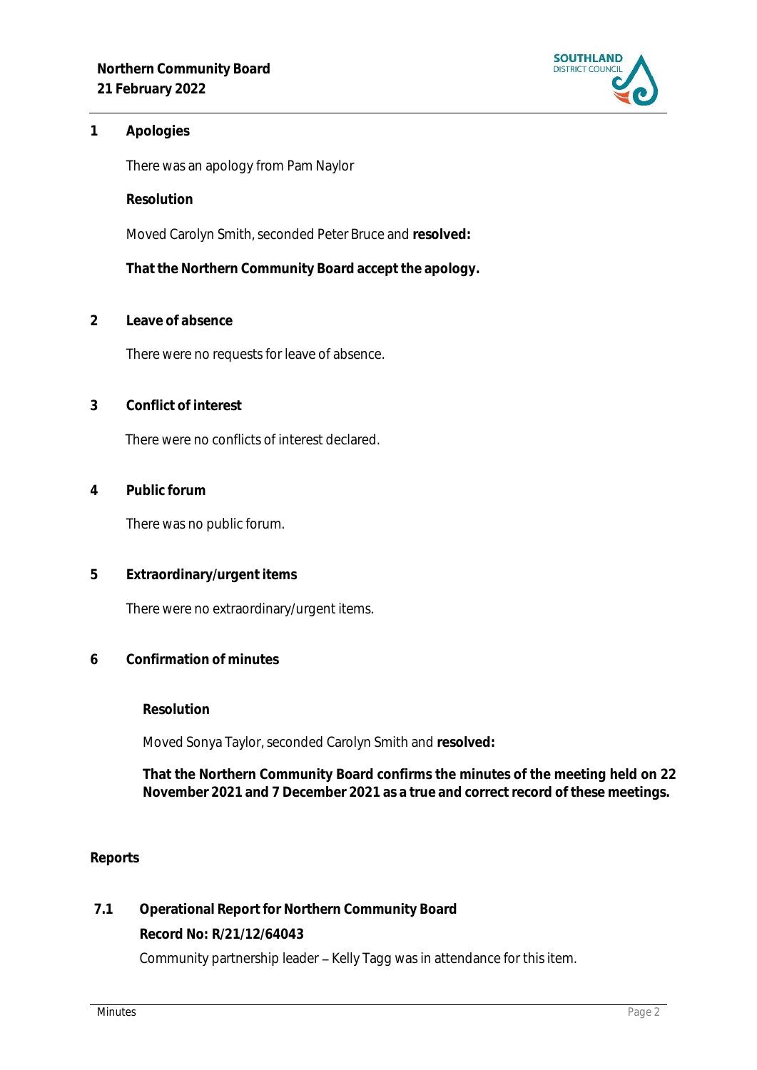## 1 Apologies

There was an apology from Pam Naylor

**Resolution**

Moved Carolyn Smith, seconded Peter Bruce and **resolved:**

**That the Northern Community Board accept the apology.**

## 2 Leave of absence

There were no requests for leave of absence.

## 3 Conflict of interest

There were no conflicts of interest declared.

## 4 Public forum

There was no public forum.

## 5 Extraordinary/urgent items

There were no extraordinary/urgent items.

## 6 Confirmation of minutes

**Resolution**

Moved Sonya Taylor, seconded Carolyn Smith and **resolved:**

**That the Northern Community Board confirms the minutes of the meeting held on 22 November 2021 and 7 December 2021 as a true and correct record of these meetings.**

## Reports

### 7.1 Operational Report for Northern Community Board

**Record No: R/21/12/64043**

Community partnership leader – Kelly Tagg was in attendance for this item.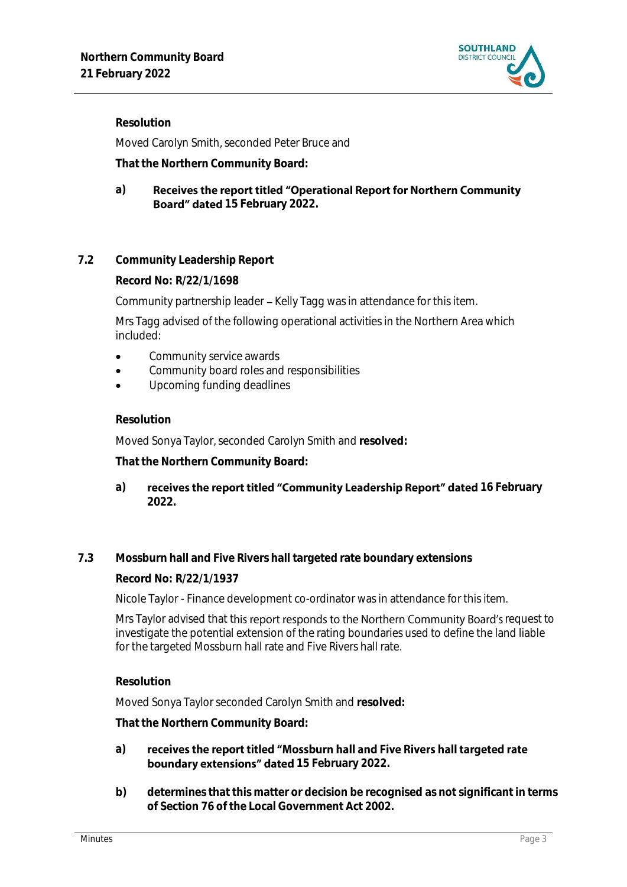**Resolution**

Moved Carolyn Smith, seconded Peter Bruce and

**That the Northern Community Board:**

a) **Receives the report titled "Operational Report for Northern Community Board" dated 15 February 2022.**

## 7.2 Community Leadership Report

**Record No: R/22/1/1698**

Community partnership leader – Kelly Tagg was in attendance for this item.

Mrs Tagg advised of the following operational activities in the Northern Area which included:

- Community service awards
- Community board roles and responsibilities
- Upcoming funding deadlines

**Resolution**

Moved Sonya Taylor, seconded Carolyn Smith and **resolved:**

**That the Northern Community Board:**

a) **receives the report titled "Community Leadership Report" dated 16 February 2022.**

## 7.3 Mossburn hall and Five Rivers hall targeted rate boundary extensions

**Record No: R/22/1/1937**

Nicole Taylor - Finance development co-ordinator was in attendance for this item.

Mrs Taylor advised that this report responds to the Northern Community Board's request to investigate the potential extension of the rating boundaries used to define the land liable for the targeted Mossburn hall rate and Five Rivers hall rate.

**Resolution**

Moved Sonya Taylor seconded Carolyn Smith and **resolved:**

**That the Northern Community Board:**

a) **receives the report titled "Mossburn hall and Five Rivers hall targeted rate boundary extensions" dated 15 February 2022.**

b) **determines that this matter or decision be recognised as not significant in terms of Section 76 of the Local Government Act 2002.**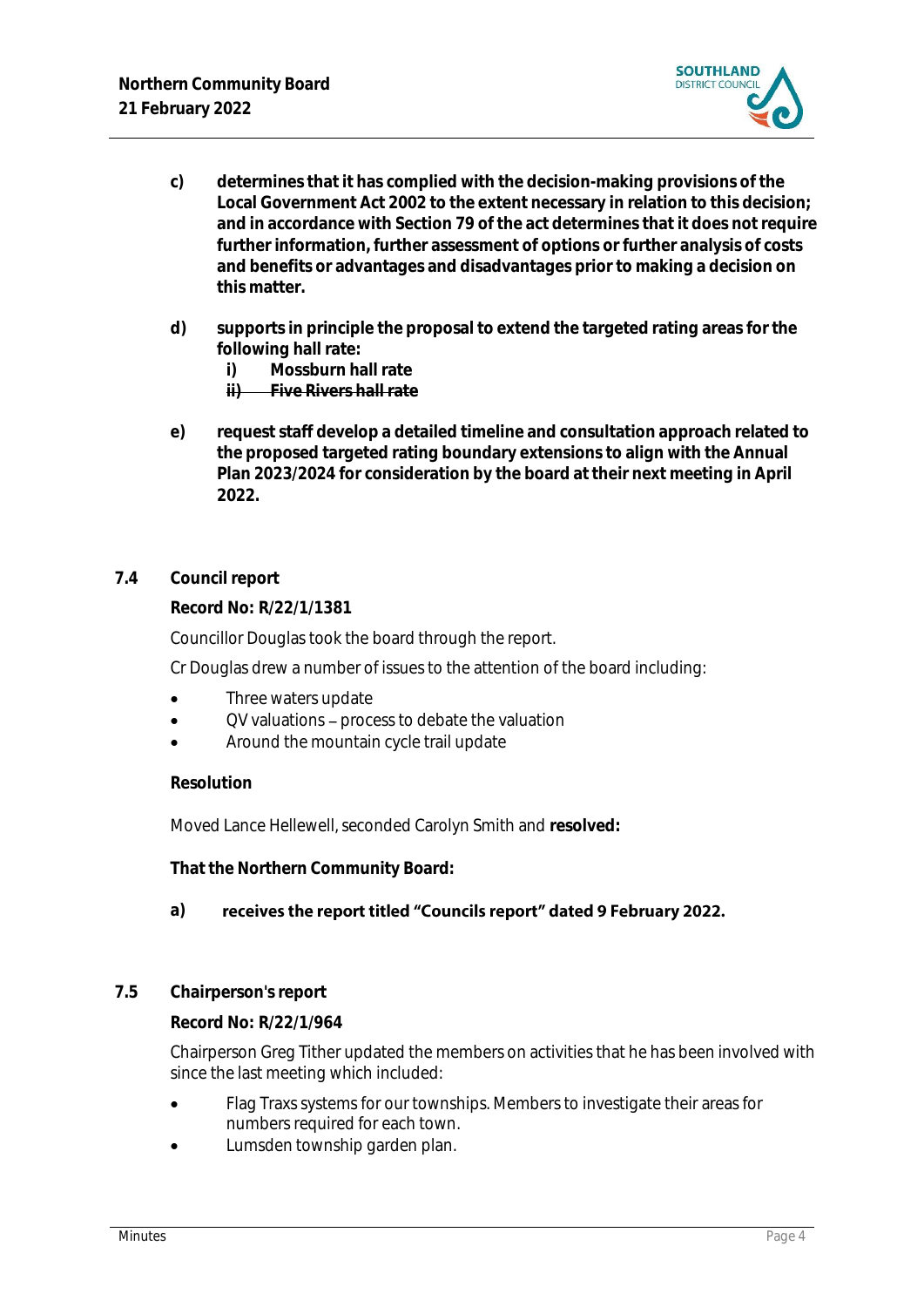c) **determines that it has complied with the decision-making provisions of the Local Government Act 2002 to the extent necessary in relation to this decision; and in accordance with Section 79 of the act determines that it does not require further information, further assessment of options or further analysis of costs and benefits or advantages and disadvantages prior to making a decision on this matter.**

d) **supports in principle the proposal to extend the targeted rating areas for the following hall rate:**
   i) **Mossburn hall rate**
   ~~ii) **Five Rivers hall rate**~~

e) **request staff develop a detailed timeline and consultation approach related to the proposed targeted rating boundary extensions to align with the Annual Plan 2023/2024 for consideration by the board at their next meeting in April 2022.**

## 7.4 Council report

**Record No: R/22/1/1381**

Councillor Douglas took the board through the report.

Cr Douglas drew a number of issues to the attention of the board including:

- Three waters update
- QV valuations – process to debate the valuation
- Around the mountain cycle trail update

**Resolution**

Moved Lance Hellewell, seconded Carolyn Smith and **resolved:**

**That the Northern Community Board:**

a) **receives the report titled "Councils report" dated 9 February 2022.**

## 7.5 Chairperson's report

**Record No: R/22/1/964**

Chairperson Greg Tither updated the members on activities that he has been involved with since the last meeting which included:

- Flag Traxs systems for our townships. Members to investigate their areas for numbers required for each town.
- Lumsden township garden plan.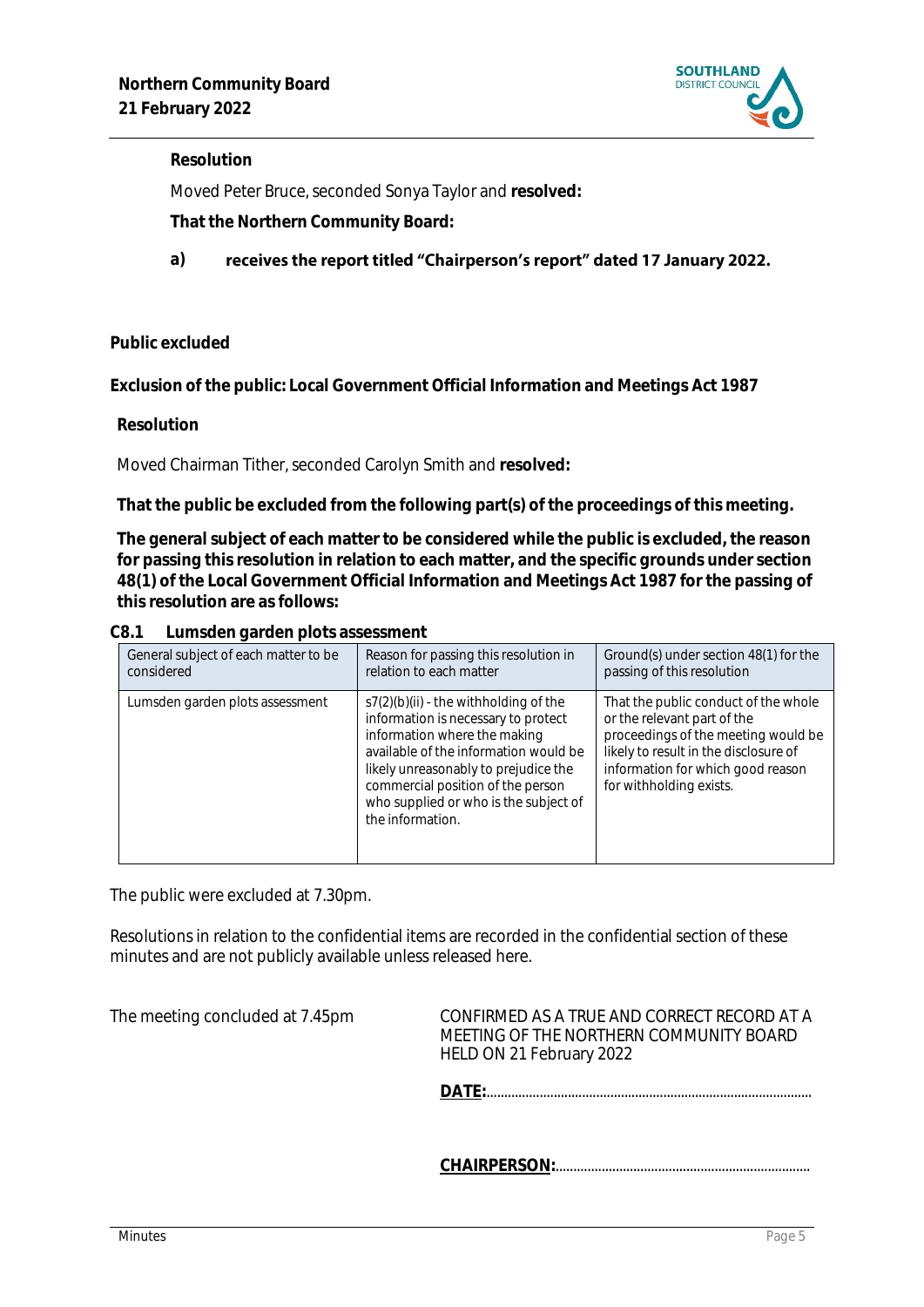**Resolution**

Moved Peter Bruce, seconded Sonya Taylor and **resolved:**

**That the Northern Community Board:**

**a)** **receives the report titled "Chairperson's report" dated 17 January 2022.**

**Public excluded**

**Exclusion of the public: Local Government Official Information and Meetings Act 1987**

**Resolution**

Moved Chairman Tither, seconded Carolyn Smith and **resolved:**

**That the public be excluded from the following part(s) of the proceedings of this meeting.**

**The general subject of each matter to be considered while the public is excluded, the reason for passing this resolution in relation to each matter, and the specific grounds under section 48(1) of the Local Government Official Information and Meetings Act 1987 for the passing of this resolution are as follows:**

**C8.1 Lumsden garden plots assessment**

| General subject of each matter to be considered | Reason for passing this resolution in relation to each matter | Ground(s) under section 48(1) for the passing of this resolution |
| --- | --- | --- |
| Lumsden garden plots assessment | s7(2)(b)(ii) - the withholding of the information is necessary to protect information where the making available of the information would be likely unreasonably to prejudice the commercial position of the person who supplied or who is the subject of the information. | That the public conduct of the whole or the relevant part of the proceedings of the meeting would be likely to result in the disclosure of information for which good reason for withholding exists. |

The public were excluded at 7.30pm.

Resolutions in relation to the confidential items are recorded in the confidential section of these minutes and are not publicly available unless released here.

The meeting concluded at 7.45pm

CONFIRMED AS A TRUE AND CORRECT RECORD AT A MEETING OF THE NORTHERN COMMUNITY BOARD HELD ON 21 February 2022

**DATE:**...........................................................................................

**CHAIRPERSON:**.......................................................................